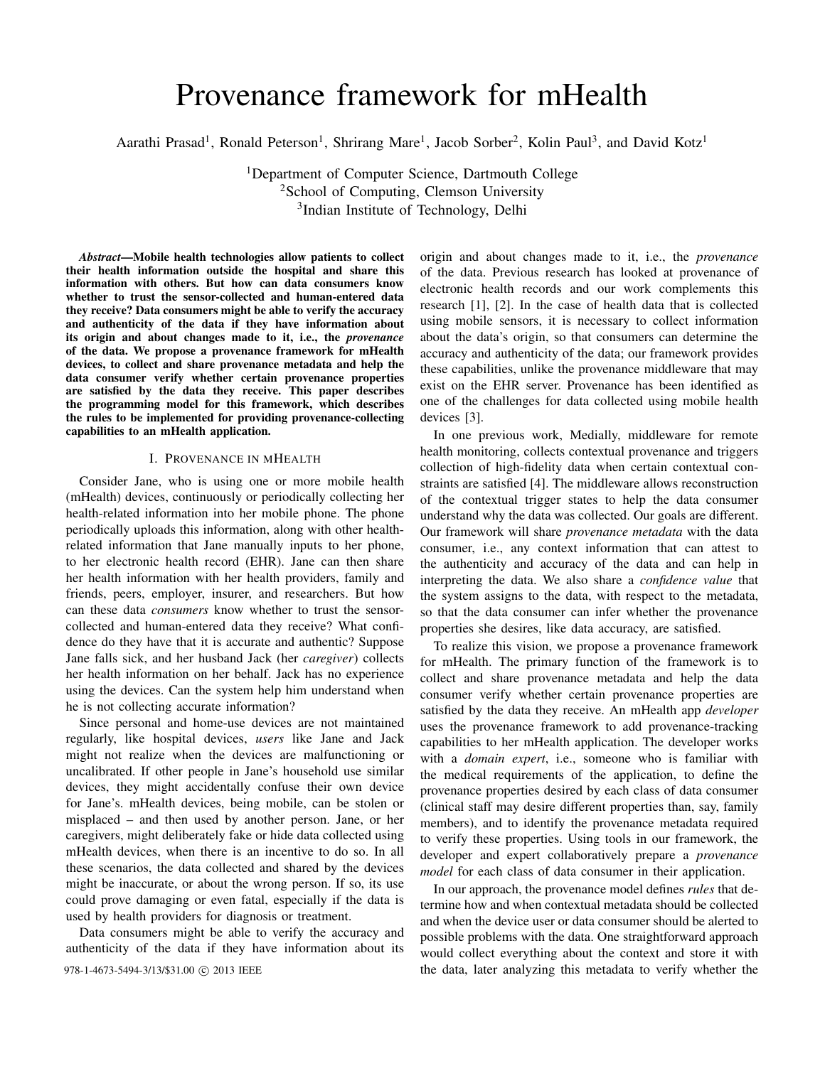# Provenance framework for mHealth

Aarathi Prasad[1], Ronald Peterson[1], Shrirang Mare[1], Jacob Sorber[2], Kolin Paul[3], and David Kotz[1]

[1]Department of Computer Science, Dartmouth College
[2]School of Computing, Clemson University
[3]Indian Institute of Technology, Delhi

***Abstract*—Mobile health technologies allow patients to collect their health information outside the hospital and share this information with others. But how can data consumers know whether to trust the sensor-collected and human-entered data they receive? Data consumers might be able to verify the accuracy and authenticity of the data if they have information about its origin and about changes made to it, i.e., the *provenance* of the data. We propose a provenance framework for mHealth devices, to collect and share provenance metadata and help the data consumer verify whether certain provenance properties are satisfied by the data they receive. This paper describes the programming model for this framework, which describes the rules to be implemented for providing provenance-collecting capabilities to an mHealth application.**

## I. Provenance in mHealth

Consider Jane, who is using one or more mobile health (mHealth) devices, continuously or periodically collecting her health-related information into her mobile phone. The phone periodically uploads this information, along with other health-related information that Jane manually inputs to her phone, to her electronic health record (EHR). Jane can then share her health information with her health providers, family and friends, peers, employer, insurer, and researchers. But how can these data *consumers* know whether to trust the sensor-collected and human-entered data they receive? What confidence do they have that it is accurate and authentic? Suppose Jane falls sick, and her husband Jack (her *caregiver*) collects her health information on her behalf. Jack has no experience using the devices. Can the system help him understand when he is not collecting accurate information?

Since personal and home-use devices are not maintained regularly, like hospital devices, *users* like Jane and Jack might not realize when the devices are malfunctioning or uncalibrated. If other people in Jane's household use similar devices, they might accidentally confuse their own device for Jane's. mHealth devices, being mobile, can be stolen or misplaced – and then used by another person. Jane, or her caregivers, might deliberately fake or hide data collected using mHealth devices, when there is an incentive to do so. In all these scenarios, the data collected and shared by the devices might be inaccurate, or about the wrong person. If so, its use could prove damaging or even fatal, especially if the data is used by health providers for diagnosis or treatment.

Data consumers might be able to verify the accuracy and authenticity of the data if they have information about its origin and about changes made to it, i.e., the *provenance* of the data. Previous research has looked at provenance of electronic health records and our work complements this research [1], [2]. In the case of health data that is collected using mobile sensors, it is necessary to collect information about the data's origin, so that consumers can determine the accuracy and authenticity of the data; our framework provides these capabilities, unlike the provenance middleware that may exist on the EHR server. Provenance has been identified as one of the challenges for data collected using mobile health devices [3].

In one previous work, Medially, middleware for remote health monitoring, collects contextual provenance and triggers collection of high-fidelity data when certain contextual constraints are satisfied [4]. The middleware allows reconstruction of the contextual trigger states to help the data consumer understand why the data was collected. Our goals are different. Our framework will share *provenance metadata* with the data consumer, i.e., any context information that can attest to the authenticity and accuracy of the data and can help in interpreting the data. We also share a *confidence value* that the system assigns to the data, with respect to the metadata, so that the data consumer can infer whether the provenance properties she desires, like data accuracy, are satisfied.

To realize this vision, we propose a provenance framework for mHealth. The primary function of the framework is to collect and share provenance metadata and help the data consumer verify whether certain provenance properties are satisfied by the data they receive. An mHealth app *developer* uses the provenance framework to add provenance-tracking capabilities to her mHealth application. The developer works with a *domain expert*, i.e., someone who is familiar with the medical requirements of the application, to define the provenance properties desired by each class of data consumer (clinical staff may desire different properties than, say, family members), and to identify the provenance metadata required to verify these properties. Using tools in our framework, the developer and expert collaboratively prepare a *provenance model* for each class of data consumer in their application.

In our approach, the provenance model defines *rules* that determine how and when contextual metadata should be collected and when the device user or data consumer should be alerted to possible problems with the data. One straightforward approach would collect everything about the context and store it with the data, later analyzing this metadata to verify whether the

978-1-4673-5494-3/13/$31.00 © 2013 IEEE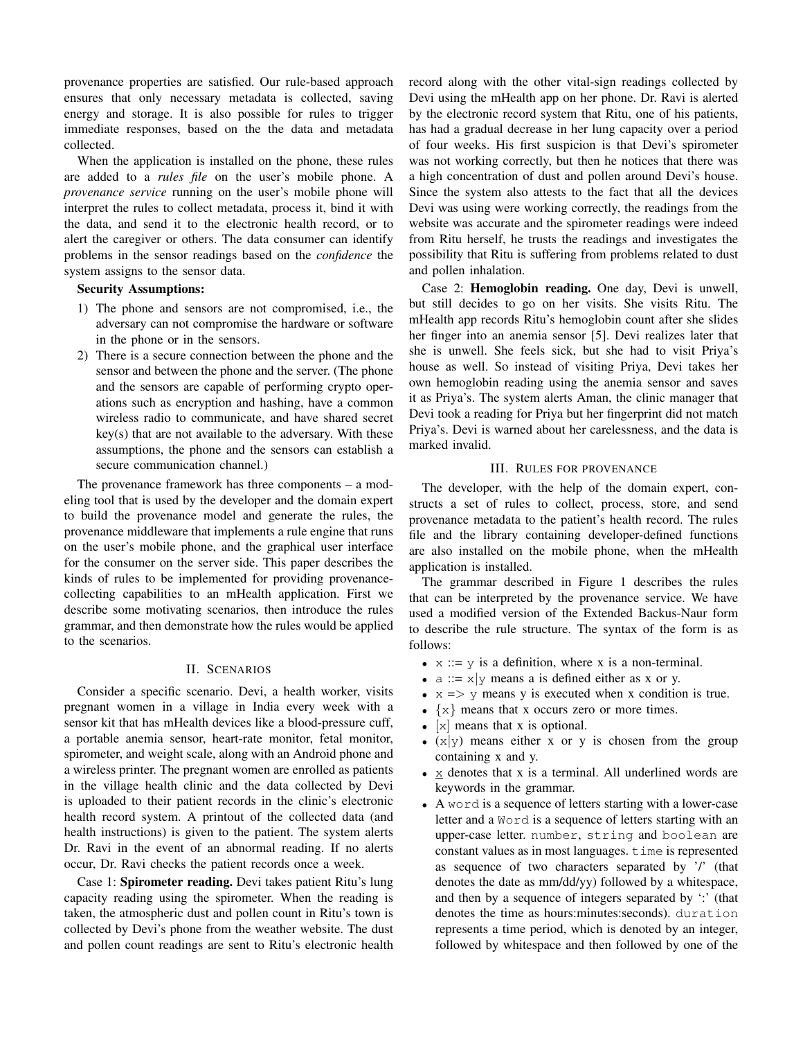provenance properties are satisfied. Our rule-based approach ensures that only necessary metadata is collected, saving energy and storage. It is also possible for rules to trigger immediate responses, based on the the data and metadata collected.

When the application is installed on the phone, these rules are added to a *rules file* on the user's mobile phone. A *provenance service* running on the user's mobile phone will interpret the rules to collect metadata, process it, bind it with the data, and send it to the electronic health record, or to alert the caregiver or others. The data consumer can identify problems in the sensor readings based on the *confidence* the system assigns to the sensor data.

**Security Assumptions:**

1) The phone and sensors are not compromised, i.e., the adversary can not compromise the hardware or software in the phone or in the sensors.
2) There is a secure connection between the phone and the sensor and between the phone and the server. (The phone and the sensors are capable of performing crypto operations such as encryption and hashing, have a common wireless radio to communicate, and have shared secret key(s) that are not available to the adversary. With these assumptions, the phone and the sensors can establish a secure communication channel.)

The provenance framework has three components – a modeling tool that is used by the developer and the domain expert to build the provenance model and generate the rules, the provenance middleware that implements a rule engine that runs on the user's mobile phone, and the graphical user interface for the consumer on the server side. This paper describes the kinds of rules to be implemented for providing provenance-collecting capabilities to an mHealth application. First we describe some motivating scenarios, then introduce the rules grammar, and then demonstrate how the rules would be applied to the scenarios.

## II. Scenarios

Consider a specific scenario. Devi, a health worker, visits pregnant women in a village in India every week with a sensor kit that has mHealth devices like a blood-pressure cuff, a portable anemia sensor, heart-rate monitor, fetal monitor, spirometer, and weight scale, along with an Android phone and a wireless printer. The pregnant women are enrolled as patients in the village health clinic and the data collected by Devi is uploaded to their patient records in the clinic's electronic health record system. A printout of the collected data (and health instructions) is given to the patient. The system alerts Dr. Ravi in the event of an abnormal reading. If no alerts occur, Dr. Ravi checks the patient records once a week.

Case 1: **Spirometer reading.** Devi takes patient Ritu's lung capacity reading using the spirometer. When the reading is taken, the atmospheric dust and pollen count in Ritu's town is collected by Devi's phone from the weather website. The dust and pollen count readings are sent to Ritu's electronic health record along with the other vital-sign readings collected by Devi using the mHealth app on her phone. Dr. Ravi is alerted by the electronic record system that Ritu, one of his patients, has had a gradual decrease in her lung capacity over a period of four weeks. His first suspicion is that Devi's spirometer was not working correctly, but then he notices that there was a high concentration of dust and pollen around Devi's house. Since the system also attests to the fact that all the devices Devi was using were working correctly, the readings from the website was accurate and the spirometer readings were indeed from Ritu herself, he trusts the readings and investigates the possibility that Ritu is suffering from problems related to dust and pollen inhalation.

Case 2: **Hemoglobin reading.** One day, Devi is unwell, but still decides to go on her visits. She visits Ritu. The mHealth app records Ritu's hemoglobin count after she slides her finger into an anemia sensor [5]. Devi realizes later that she is unwell. She feels sick, but she had to visit Priya's house as well. So instead of visiting Priya, Devi takes her own hemoglobin reading using the anemia sensor and saves it as Priya's. The system alerts Aman, the clinic manager that Devi took a reading for Priya but her fingerprint did not match Priya's. Devi is warned about her carelessness, and the data is marked invalid.

## III. Rules for provenance

The developer, with the help of the domain expert, constructs a set of rules to collect, process, store, and send provenance metadata to the patient's health record. The rules file and the library containing developer-defined functions are also installed on the mobile phone, when the mHealth application is installed.

The grammar described in Figure 1 describes the rules that can be interpreted by the provenance service. We have used a modified version of the Extended Backus-Naur form to describe the rule structure. The syntax of the form is as follows:

- `x ::= y` is a definition, where x is a non-terminal.
- `a ::= x|y` means a is defined either as x or y.
- `x => y` means y is executed when x condition is true.
- `{x}` means that x occurs zero or more times.
- `[x]` means that x is optional.
- `(x|y)` means either x or y is chosen from the group containing x and y.
- <u>x</u> denotes that x is a terminal. All underlined words are keywords in the grammar.
- A `word` is a sequence of letters starting with a lower-case letter and a `Word` is a sequence of letters starting with an upper-case letter. `number`, `string` and `boolean` are constant values as in most languages. `time` is represented as sequence of two characters separated by '/' (that denotes the date as mm/dd/yy) followed by a whitespace, and then by a sequence of integers separated by ':' (that denotes the time as hours:minutes:seconds). `duration` represents a time period, which is denoted by an integer, followed by whitespace and then followed by one of the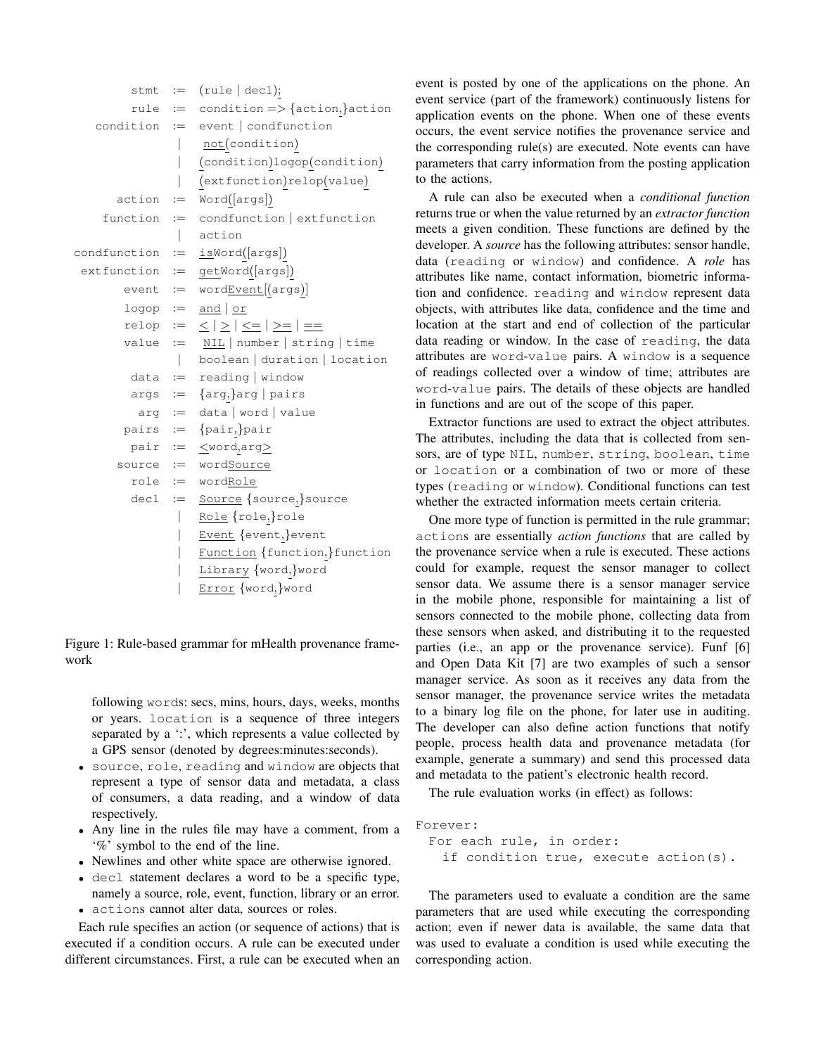```
         stmt  :=  (rule | decl);
         rule  :=  condition => {action,}action
    condition  :=  event | condfunction
               |   not(condition)
               |   (condition)logop(condition)
               |   (extfunction)relop(value)
       action  :=  Word([args])
     function  :=  condfunction | extfunction
               |   action
 condfunction  :=  isWord([args])
  extfunction  :=  getWord([args])
        event  :=  wordEvent[(args)]
        logop  :=  and | or
        relop  :=  < | > | <= | >= | ==
        value  :=  NIL | number | string | time
               |   boolean | duration | location
         data  :=  reading | window
         args  :=  {arg,}arg | pairs
          arg  :=  data | word | value
        pairs  :=  {pair,}pair
         pair  :=  <word,arg>
       source  :=  wordSource
         role  :=  wordRole
         decl  :=  Source {source,}source
               |   Role {role,}role
               |   Event {event,}event
               |   Function {function,}function
               |   Library {word,}word
               |   Error {word,}word
```

Figure 1: Rule-based grammar for mHealth provenance framework

following `words`: secs, mins, hours, days, weeks, months or years. `location` is a sequence of three integers separated by a ':', which represents a value collected by a GPS sensor (denoted by degrees:minutes:seconds).

- `source`, `role`, `reading` and `window` are objects that represent a type of sensor data and metadata, a class of consumers, a data reading, and a window of data respectively.
- Any line in the rules file may have a comment, from a '%' symbol to the end of the line.
- Newlines and other white space are otherwise ignored.
- `decl` statement declares a word to be a specific type, namely a source, role, event, function, library or an error.
- `actions` cannot alter data, sources or roles.

Each rule specifies an action (or sequence of actions) that is executed if a condition occurs. A rule can be executed under different circumstances. First, a rule can be executed when an event is posted by one of the applications on the phone. An event service (part of the framework) continuously listens for application events on the phone. When one of these events occurs, the event service notifies the provenance service and the corresponding rule(s) are executed. Note events can have parameters that carry information from the posting application to the actions.

A rule can also be executed when a *conditional function* returns true or when the value returned by an *extractor function* meets a given condition. These functions are defined by the developer. A *source* has the following attributes: sensor handle, data (`reading` or `window`) and confidence. A *role* has attributes like name, contact information, biometric information and confidence. `reading` and `window` represent data objects, with attributes like data, confidence and the time and location at the start and end of collection of the particular data reading or window. In the case of `reading`, the data attributes are `word-value` pairs. A `window` is a sequence of readings collected over a window of time; attributes are `word-value` pairs. The details of these objects are handled in functions and are out of the scope of this paper.

Extractor functions are used to extract the object attributes. The attributes, including the data that is collected from sensors, are of type `NIL`, `number`, `string`, `boolean`, `time` or `location` or a combination of two or more of these types (`reading` or `window`). Conditional functions can test whether the extracted information meets certain criteria.

One more type of function is permitted in the rule grammar; `actions` are essentially *action functions* that are called by the provenance service when a rule is executed. These actions could for example, request the sensor manager to collect sensor data. We assume there is a sensor manager service in the mobile phone, responsible for maintaining a list of sensors connected to the mobile phone, collecting data from these sensors when asked, and distributing it to the requested parties (i.e., an app or the provenance service). Funf [6] and Open Data Kit [7] are two examples of such a sensor manager service. As soon as it receives any data from the sensor manager, the provenance service writes the metadata to a binary log file on the phone, for later use in auditing. The developer can also define action functions that notify people, process health data and provenance metadata (for example, generate a summary) and send this processed data and metadata to the patient's electronic health record.

The rule evaluation works (in effect) as follows:

```
Forever:
  For each rule, in order:
    if condition true, execute action(s).
```

The parameters used to evaluate a condition are the same parameters that are used while executing the corresponding action; even if newer data is available, the same data that was used to evaluate a condition is used while executing the corresponding action.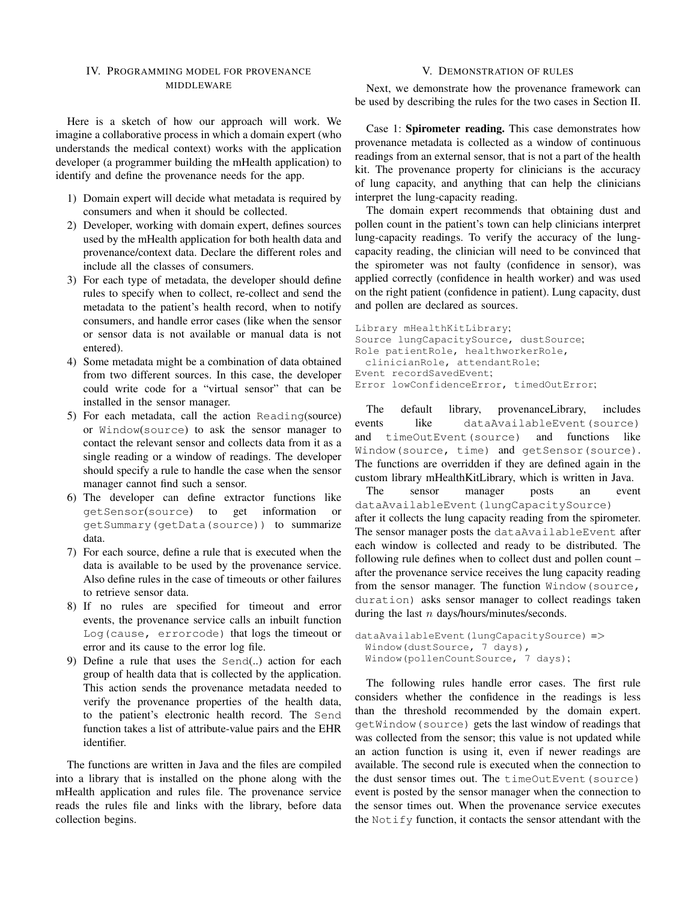## IV. Programming model for provenance middleware

Here is a sketch of how our approach will work. We imagine a collaborative process in which a domain expert (who understands the medical context) works with the application developer (a programmer building the mHealth application) to identify and define the provenance needs for the app.

1) Domain expert will decide what metadata is required by consumers and when it should be collected.
2) Developer, working with domain expert, defines sources used by the mHealth application for both health data and provenance/context data. Declare the different roles and include all the classes of consumers.
3) For each type of metadata, the developer should define rules to specify when to collect, re-collect and send the metadata to the patient's health record, when to notify consumers, and handle error cases (like when the sensor or sensor data is not available or manual data is not entered).
4) Some metadata might be a combination of data obtained from two different sources. In this case, the developer could write code for a "virtual sensor" that can be installed in the sensor manager.
5) For each metadata, call the action `Reading`(source) or `Window`(`source`) to ask the sensor manager to contact the relevant sensor and collects data from it as a single reading or a window of readings. The developer should specify a rule to handle the case when the sensor manager cannot find such a sensor.
6) The developer can define extractor functions like `getSensor(source)` to get information or `getSummary(getData(source))` to summarize data.
7) For each source, define a rule that is executed when the data is available to be used by the provenance service. Also define rules in the case of timeouts or other failures to retrieve sensor data.
8) If no rules are specified for timeout and error events, the provenance service calls an inbuilt function `Log(cause, errorcode)` that logs the timeout or error and its cause to the error log file.
9) Define a rule that uses the `Send`(..) action for each group of health data that is collected by the application. This action sends the provenance metadata needed to verify the provenance properties of the health data, to the patient's electronic health record. The `Send` function takes a list of attribute-value pairs and the EHR identifier.

The functions are written in Java and the files are compiled into a library that is installed on the phone along with the mHealth application and rules file. The provenance service reads the rules file and links with the library, before data collection begins.

## V. Demonstration of rules

Next, we demonstrate how the provenance framework can be used by describing the rules for the two cases in Section II.

Case 1: **Spirometer reading.** This case demonstrates how provenance metadata is collected as a window of continuous readings from an external sensor, that is not a part of the health kit. The provenance property for clinicians is the accuracy of lung capacity, and anything that can help the clinicians interpret the lung-capacity reading.

The domain expert recommends that obtaining dust and pollen count in the patient's town can help clinicians interpret lung-capacity readings. To verify the accuracy of the lung-capacity reading, the clinician will need to be convinced that the spirometer was not faulty (confidence in sensor), was applied correctly (confidence in health worker) and was used on the right patient (confidence in patient). Lung capacity, dust and pollen are declared as sources.

```
Library mHealthKitLibrary;
Source lungCapacitySource, dustSource;
Role patientRole, healthworkerRole,
  clinicianRole, attendantRole;
Event recordSavedEvent;
Error lowConfidenceError, timedOutError;
```

The default library, provenanceLibrary, includes events like `dataAvailableEvent(source)` and `timeOutEvent(source)` and functions like `Window(source, time)` and `getSensor(source)`. The functions are overridden if they are defined again in the custom library mHealthKitLibrary, which is written in Java.

The sensor manager posts an event `dataAvailableEvent(lungCapacitySource)` after it collects the lung capacity reading from the spirometer. The sensor manager posts the `dataAvailableEvent` after each window is collected and ready to be distributed. The following rule defines when to collect dust and pollen count – after the provenance service receives the lung capacity reading from the sensor manager. The function `Window(source, duration)` asks sensor manager to collect readings taken during the last $n$ days/hours/minutes/seconds.

```
dataAvailableEvent(lungCapacitySource) =>
  Window(dustSource, 7 days),
  Window(pollenCountSource, 7 days);
```

The following rules handle error cases. The first rule considers whether the confidence in the readings is less than the threshold recommended by the domain expert. `getWindow(source)` gets the last window of readings that was collected from the sensor; this value is not updated while an action function is using it, even if newer readings are available. The second rule is executed when the connection to the dust sensor times out. The `timeOutEvent(source)` event is posted by the sensor manager when the connection to the sensor times out. When the provenance service executes the `Notify` function, it contacts the sensor attendant with the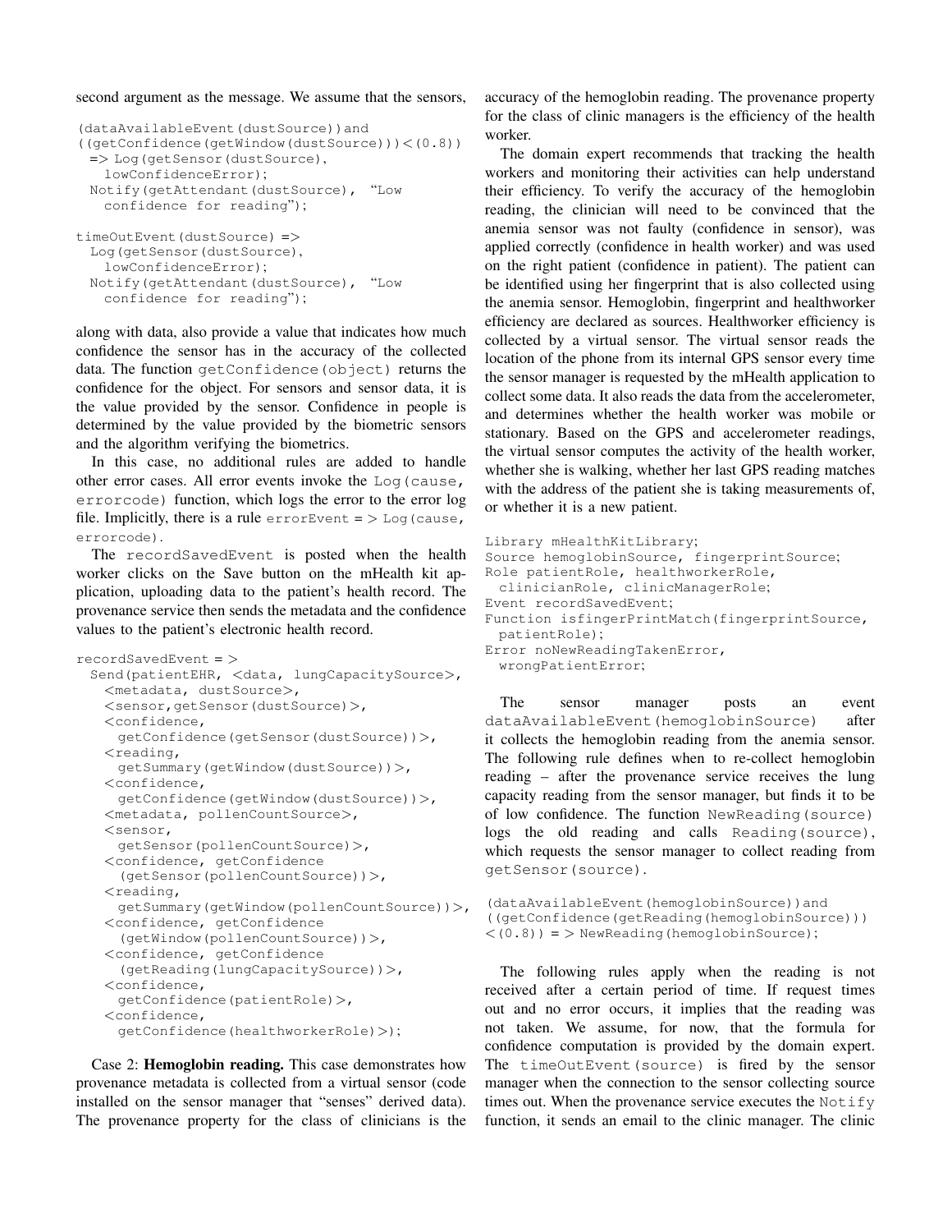second argument as the message. We assume that the sensors,

```
(dataAvailableEvent(dustSource))and
((getConfidence(getWindow(dustSource)))<(0.8))
  => Log(getSensor(dustSource),
    lowConfidenceError);
  Notify(getAttendant(dustSource), "Low
    confidence for reading");

timeOutEvent(dustSource) =>
  Log(getSensor(dustSource),
    lowConfidenceError);
  Notify(getAttendant(dustSource), "Low
    confidence for reading");
```

along with data, also provide a value that indicates how much confidence the sensor has in the accuracy of the collected data. The function `getConfidence(object)` returns the confidence for the object. For sensors and sensor data, it is the value provided by the sensor. Confidence in people is determined by the value provided by the biometric sensors and the algorithm verifying the biometrics.

In this case, no additional rules are added to handle other error cases. All error events invoke the `Log(cause, errorcode)` function, which logs the error to the error log file. Implicitly, there is a rule `errorEvent => Log(cause, errorcode)`.

The `recordSavedEvent` is posted when the health worker clicks on the Save button on the mHealth kit application, uploading data to the patient's health record. The provenance service then sends the metadata and the confidence values to the patient's electronic health record.

```
recordSavedEvent =>
  Send(patientEHR, <data, lungCapacitySource>,
    <metadata, dustSource>,
    <sensor,getSensor(dustSource)>,
    <confidence,
      getConfidence(getSensor(dustSource))>,
    <reading,
      getSummary(getWindow(dustSource))>,
    <confidence,
      getConfidence(getWindow(dustSource))>,
    <metadata, pollenCountSource>,
    <sensor,
      getSensor(pollenCountSource)>,
    <confidence, getConfidence
      (getSensor(pollenCountSource))>,
    <reading,
      getSummary(getWindow(pollenCountSource))>,
    <confidence, getConfidence
      (getWindow(pollenCountSource))>,
    <confidence, getConfidence
      (getReading(lungCapacitySource))>,
    <confidence,
      getConfidence(patientRole)>,
    <confidence,
      getConfidence(healthworkerRole)>);
```

Case 2: **Hemoglobin reading.** This case demonstrates how provenance metadata is collected from a virtual sensor (code installed on the sensor manager that "senses" derived data). The provenance property for the class of clinicians is the accuracy of the hemoglobin reading. The provenance property for the class of clinic managers is the efficiency of the health worker.

The domain expert recommends that tracking the health workers and monitoring their activities can help understand their efficiency. To verify the accuracy of the hemoglobin reading, the clinician will need to be convinced that the anemia sensor was not faulty (confidence in sensor), was applied correctly (confidence in health worker) and was used on the right patient (confidence in patient). The patient can be identified using her fingerprint that is also collected using the anemia sensor. Hemoglobin, fingerprint and healthworker efficiency are declared as sources. Healthworker efficiency is collected by a virtual sensor. The virtual sensor reads the location of the phone from its internal GPS sensor every time the sensor manager is requested by the mHealth application to collect some data. It also reads the data from the accelerometer, and determines whether the health worker was mobile or stationary. Based on the GPS and accelerometer readings, the virtual sensor computes the activity of the health worker, whether she is walking, whether her last GPS reading matches with the address of the patient she is taking measurements of, or whether it is a new patient.

```
Library mHealthKitLibrary;
Source hemoglobinSource, fingerprintSource;
Role patientRole, healthworkerRole,
  clinicianRole, clinicManagerRole;
Event recordSavedEvent;
Function isfingerPrintMatch(fingerprintSource,
  patientRole);
Error noNewReadingTakenError,
  wrongPatientError;
```

The sensor manager posts an event `dataAvailableEvent(hemoglobinSource)` after it collects the hemoglobin reading from the anemia sensor. The following rule defines when to re-collect hemoglobin reading – after the provenance service receives the lung capacity reading from the sensor manager, but finds it to be of low confidence. The function `NewReading(source)` logs the old reading and calls `Reading(source)`, which requests the sensor manager to collect reading from `getSensor(source)`.

```
(dataAvailableEvent(hemoglobinSource))and
((getConfidence(getReading(hemoglobinSource)))
<(0.8)) => NewReading(hemoglobinSource);
```

The following rules apply when the reading is not received after a certain period of time. If request times out and no error occurs, it implies that the reading was not taken. We assume, for now, that the formula for confidence computation is provided by the domain expert. The `timeOutEvent(source)` is fired by the sensor manager when the connection to the sensor collecting source times out. When the provenance service executes the `Notify` function, it sends an email to the clinic manager. The clinic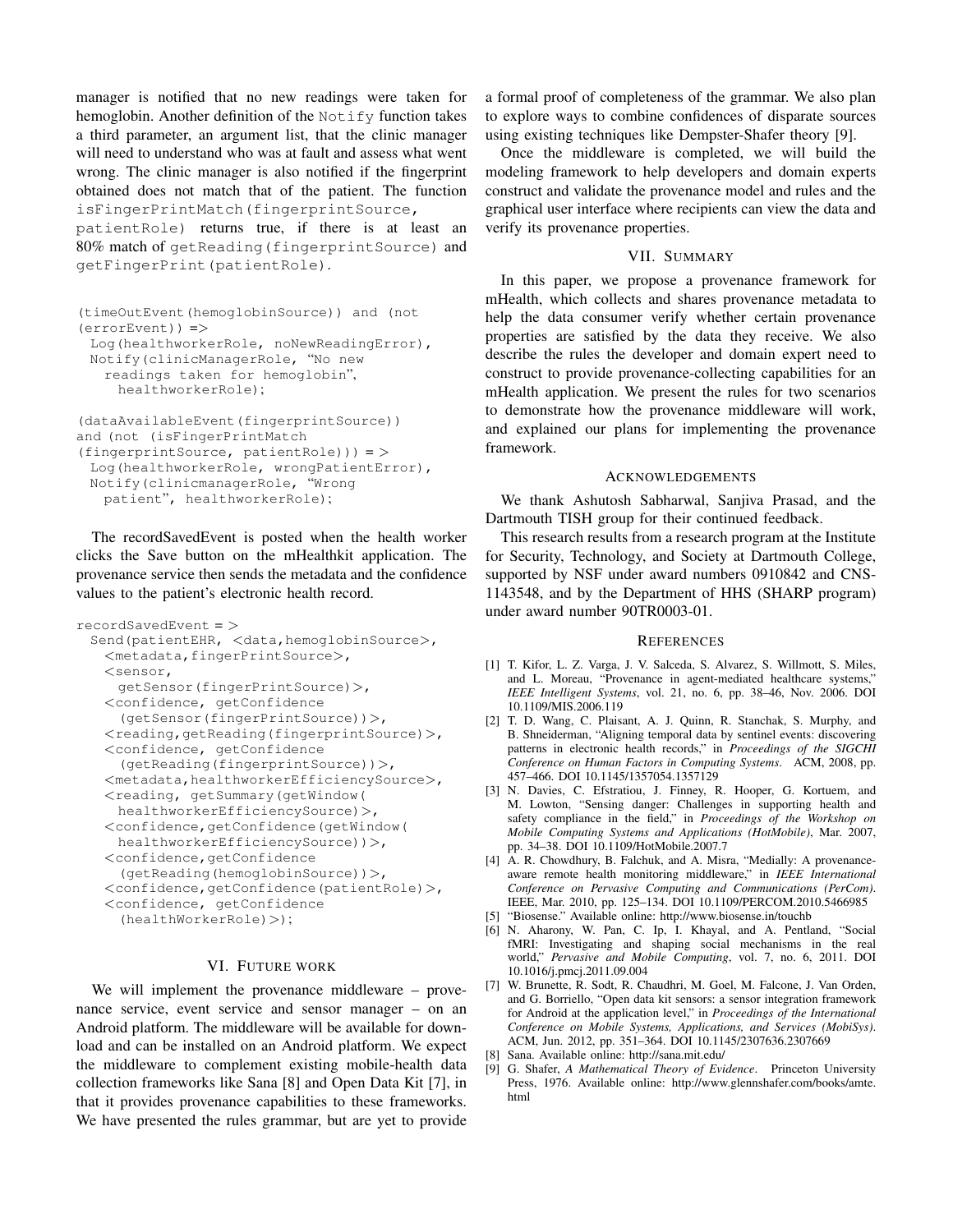manager is notified that no new readings were taken for hemoglobin. Another definition of the `Notify` function takes a third parameter, an argument list, that the clinic manager will need to understand who was at fault and assess what went wrong. The clinic manager is also notified if the fingerprint obtained does not match that of the patient. The function `isFingerPrintMatch(fingerprintSource, patientRole)` returns true, if there is at least an 80% match of `getReading(fingerprintSource)` and `getFingerPrint(patientRole)`.

```
(timeOutEvent(hemoglobinSource)) and (not
(errorEvent)) =>
  Log(healthworkerRole, noNewReadingError),
  Notify(clinicManagerRole, "No new
    readings taken for hemoglobin",
      healthworkerRole);

(dataAvailableEvent(fingerprintSource))
and (not (isFingerPrintMatch
(fingerprintSource, patientRole))) = >
  Log(healthworkerRole, wrongPatientError),
  Notify(clinicmanagerRole, "Wrong
    patient", healthworkerRole);
```

The recordSavedEvent is posted when the health worker clicks the Save button on the mHealthkit application. The provenance service then sends the metadata and the confidence values to the patient's electronic health record.

```
recordSavedEvent = >
  Send(patientEHR, <data,hemoglobinSource>,
    <metadata,fingerPrintSource>,
    <sensor,
      getSensor(fingerPrintSource)>,
    <confidence, getConfidence
      (getSensor(fingerPrintSource))>,
    <reading,getReading(fingerprintSource)>,
    <confidence, getConfidence
      (getReading(fingerprintSource))>,
    <metadata,healthworkerEfficiencySource>,
    <reading, getSummary(getWindow(
      healthworkerEfficiencySource)>,
    <confidence,getConfidence(getWindow(
      healthworkerEfficiencySource))>,
    <confidence,getConfidence
      (getReading(hemoglobinSource))>,
    <confidence,getConfidence(patientRole)>,
    <confidence, getConfidence
      (healthWorkerRole)>);
```

## VI. Future work

We will implement the provenance middleware – provenance service, event service and sensor manager – on an Android platform. The middleware will be available for download and can be installed on an Android platform. We expect the middleware to complement existing mobile-health data collection frameworks like Sana [8] and Open Data Kit [7], in that it provides provenance capabilities to these frameworks. We have presented the rules grammar, but are yet to provide a formal proof of completeness of the grammar. We also plan to explore ways to combine confidences of disparate sources using existing techniques like Dempster-Shafer theory [9].

Once the middleware is completed, we will build the modeling framework to help developers and domain experts construct and validate the provenance model and rules and the graphical user interface where recipients can view the data and verify its provenance properties.

## VII. Summary

In this paper, we propose a provenance framework for mHealth, which collects and shares provenance metadata to help the data consumer verify whether certain provenance properties are satisfied by the data they receive. We also describe the rules the developer and domain expert need to construct to provide provenance-collecting capabilities for an mHealth application. We present the rules for two scenarios to demonstrate how the provenance middleware will work, and explained our plans for implementing the provenance framework.

## Acknowledgements

We thank Ashutosh Sabharwal, Sanjiva Prasad, and the Dartmouth TISH group for their continued feedback.

This research results from a research program at the Institute for Security, Technology, and Society at Dartmouth College, supported by NSF under award numbers 0910842 and CNS-1143548, and by the Department of HHS (SHARP program) under award number 90TR0003-01.

## References

[1] T. Kifor, L. Z. Varga, J. V. Salceda, S. Alvarez, S. Willmott, S. Miles, and L. Moreau, "Provenance in agent-mediated healthcare systems," *IEEE Intelligent Systems*, vol. 21, no. 6, pp. 38–46, Nov. 2006. DOI 10.1109/MIS.2006.119

[2] T. D. Wang, C. Plaisant, A. J. Quinn, R. Stanchak, S. Murphy, and B. Shneiderman, "Aligning temporal data by sentinel events: discovering patterns in electronic health records," in *Proceedings of the SIGCHI Conference on Human Factors in Computing Systems*. ACM, 2008, pp. 457–466. DOI 10.1145/1357054.1357129

[3] N. Davies, C. Efstratiou, J. Finney, R. Hooper, G. Kortuem, and M. Lowton, "Sensing danger: Challenges in supporting health and safety compliance in the field," in *Proceedings of the Workshop on Mobile Computing Systems and Applications (HotMobile)*, Mar. 2007, pp. 34–38. DOI 10.1109/HotMobile.2007.7

[4] A. R. Chowdhury, B. Falchuk, and A. Misra, "Medially: A provenance-aware remote health monitoring middleware," in *IEEE International Conference on Pervasive Computing and Communications (PerCom)*. IEEE, Mar. 2010, pp. 125–134. DOI 10.1109/PERCOM.2010.5466985

[5] "Biosense." Available online: http://www.biosense.in/touchb

[6] N. Aharony, W. Pan, C. Ip, I. Khayal, and A. Pentland, "Social fMRI: Investigating and shaping social mechanisms in the real world," *Pervasive and Mobile Computing*, vol. 7, no. 6, 2011. DOI 10.1016/j.pmcj.2011.09.004

[7] W. Brunette, R. Sodt, R. Chaudhri, M. Goel, M. Falcone, J. Van Orden, and G. Borriello, "Open data kit sensors: a sensor integration framework for Android at the application level," in *Proceedings of the International Conference on Mobile Systems, Applications, and Services (MobiSys)*. ACM, Jun. 2012, pp. 351–364. DOI 10.1145/2307636.2307669

[8] Sana. Available online: http://sana.mit.edu/

[9] G. Shafer, *A Mathematical Theory of Evidence*. Princeton University Press, 1976. Available online: http://www.glennshafer.com/books/amte.html